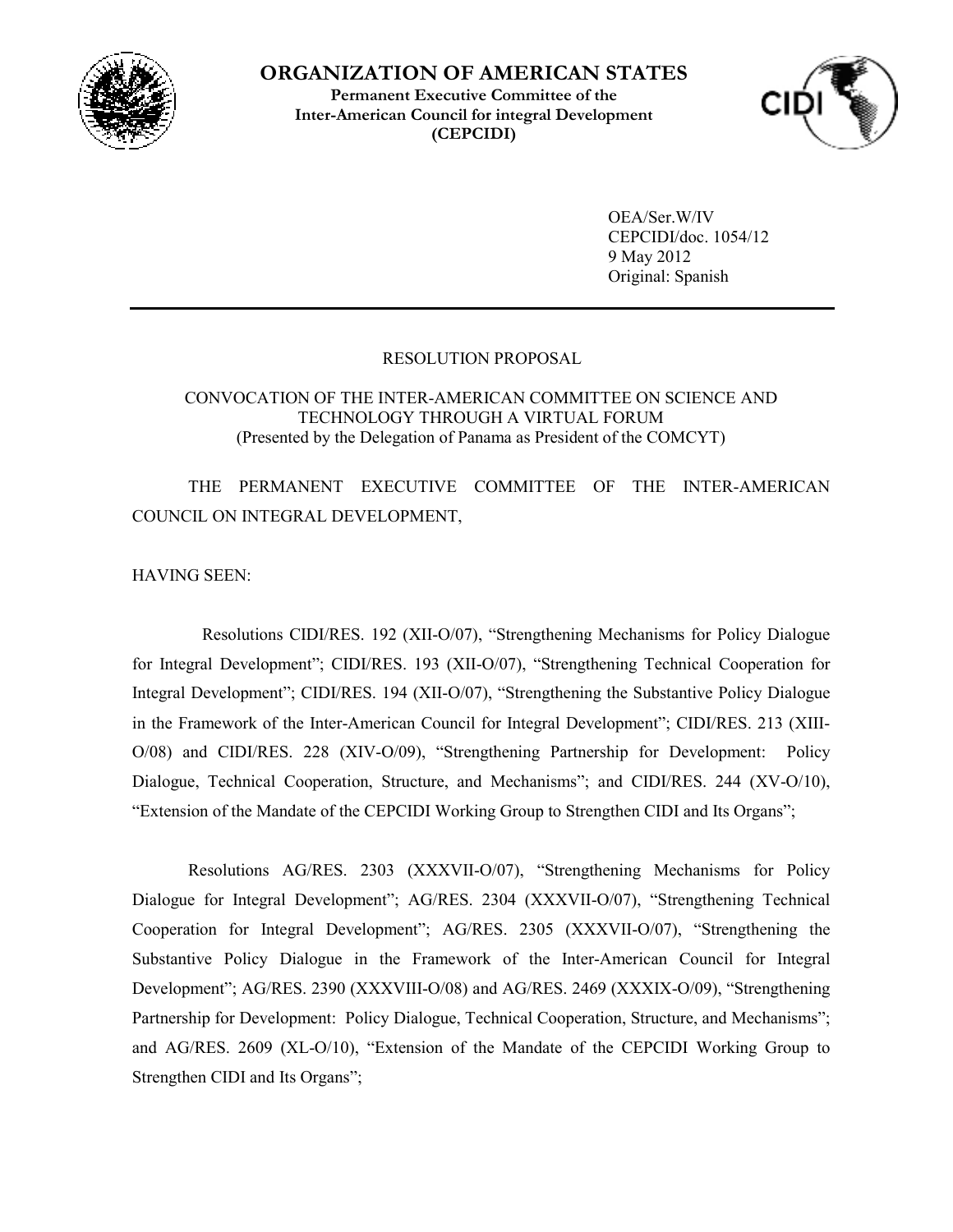# ORGANIZATION OF AMERICAN STATES

**Permanent Executive Committee of the Inter-American Council for integral Development (CEPCIDI)**

OEA/Ser.W/IV
CEPCIDI/doc. 1054/12
9 May 2012
Original: Spanish

RESOLUTION PROPOSAL

CONVOCATION OF THE INTER-AMERICAN COMMITTEE ON SCIENCE AND TECHNOLOGY THROUGH A VIRTUAL FORUM
(Presented by the Delegation of Panama as President of the COMCYT)

THE PERMANENT EXECUTIVE COMMITTEE OF THE INTER-AMERICAN COUNCIL ON INTEGRAL DEVELOPMENT,

HAVING SEEN:

Resolutions CIDI/RES. 192 (XII-O/07), "Strengthening Mechanisms for Policy Dialogue for Integral Development"; CIDI/RES. 193 (XII-O/07), "Strengthening Technical Cooperation for Integral Development"; CIDI/RES. 194 (XII-O/07), "Strengthening the Substantive Policy Dialogue in the Framework of the Inter-American Council for Integral Development"; CIDI/RES. 213 (XIII-O/08) and CIDI/RES. 228 (XIV-O/09), "Strengthening Partnership for Development: Policy Dialogue, Technical Cooperation, Structure, and Mechanisms"; and CIDI/RES. 244 (XV-O/10), "Extension of the Mandate of the CEPCIDI Working Group to Strengthen CIDI and Its Organs";

Resolutions AG/RES. 2303 (XXXVII-O/07), "Strengthening Mechanisms for Policy Dialogue for Integral Development"; AG/RES. 2304 (XXXVII-O/07), "Strengthening Technical Cooperation for Integral Development"; AG/RES. 2305 (XXXVII-O/07), "Strengthening the Substantive Policy Dialogue in the Framework of the Inter-American Council for Integral Development"; AG/RES. 2390 (XXXVIII-O/08) and AG/RES. 2469 (XXXIX-O/09), "Strengthening Partnership for Development: Policy Dialogue, Technical Cooperation, Structure, and Mechanisms"; and AG/RES. 2609 (XL-O/10), "Extension of the Mandate of the CEPCIDI Working Group to Strengthen CIDI and Its Organs";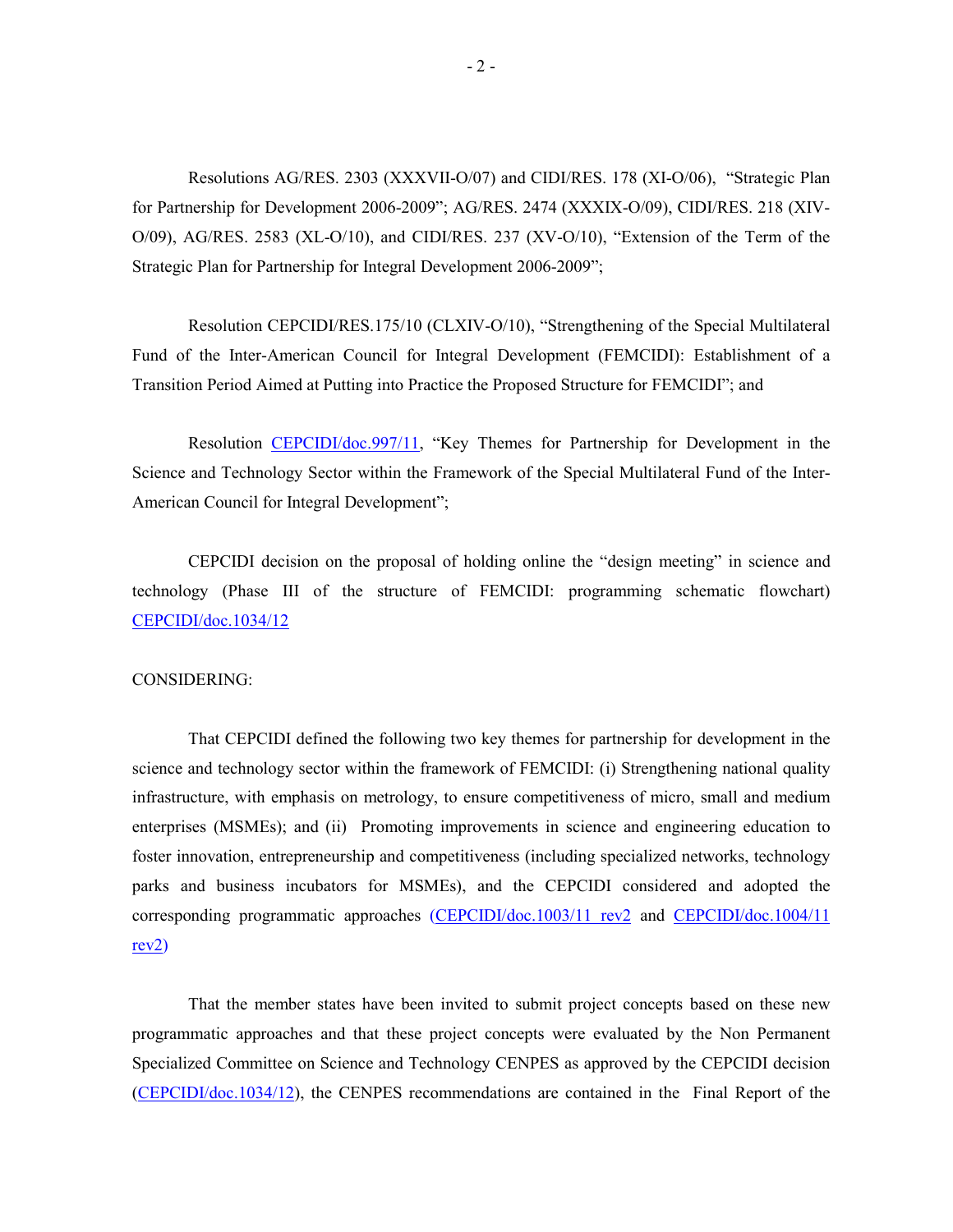Resolutions AG/RES. 2303 (XXXVII-O/07) and CIDI/RES. 178 (XI-O/06), "Strategic Plan for Partnership for Development 2006-2009"; AG/RES. 2474 (XXXIX-O/09), CIDI/RES. 218 (XIV-O/09), AG/RES. 2583 (XL-O/10), and CIDI/RES. 237 (XV-O/10), "Extension of the Term of the Strategic Plan for Partnership for Integral Development 2006-2009";

Resolution CEPCIDI/RES.175/10 (CLXIV-O/10), "Strengthening of the Special Multilateral Fund of the Inter-American Council for Integral Development (FEMCIDI): Establishment of a Transition Period Aimed at Putting into Practice the Proposed Structure for FEMCIDI"; and

Resolution CEPCIDI/doc.997/11, "Key Themes for Partnership for Development in the Science and Technology Sector within the Framework of the Special Multilateral Fund of the Inter-American Council for Integral Development";

CEPCIDI decision on the proposal of holding online the "design meeting" in science and technology (Phase III of the structure of FEMCIDI: programming schematic flowchart) CEPCIDI/doc.1034/12

CONSIDERING:

That CEPCIDI defined the following two key themes for partnership for development in the science and technology sector within the framework of FEMCIDI: (i) Strengthening national quality infrastructure, with emphasis on metrology, to ensure competitiveness of micro, small and medium enterprises (MSMEs); and (ii) Promoting improvements in science and engineering education to foster innovation, entrepreneurship and competitiveness (including specialized networks, technology parks and business incubators for MSMEs), and the CEPCIDI considered and adopted the corresponding programmatic approaches (CEPCIDI/doc.1003/11 rev2 and CEPCIDI/doc.1004/11 rev2)

That the member states have been invited to submit project concepts based on these new programmatic approaches and that these project concepts were evaluated by the Non Permanent Specialized Committee on Science and Technology CENPES as approved by the CEPCIDI decision (CEPCIDI/doc.1034/12), the CENPES recommendations are contained in the Final Report of the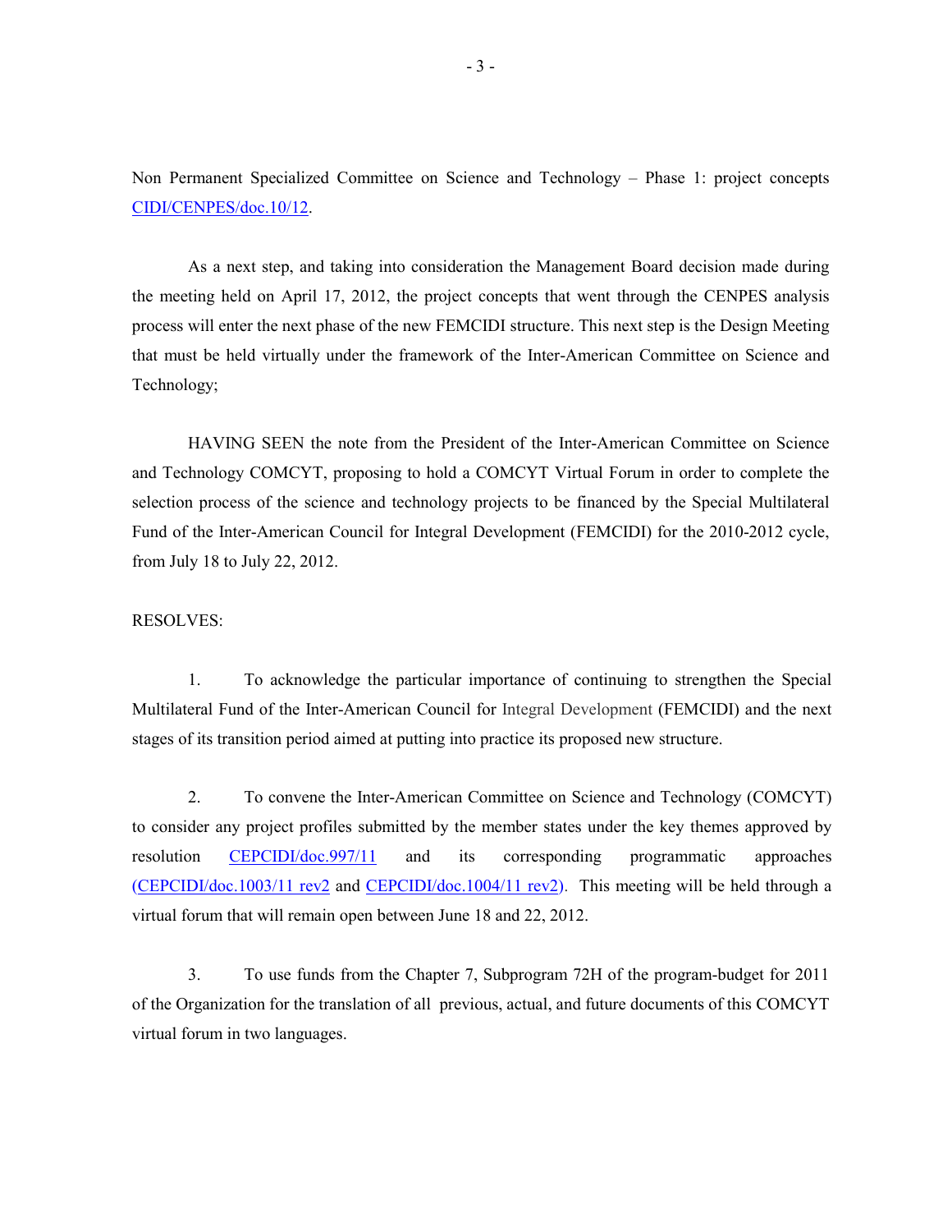Non Permanent Specialized Committee on Science and Technology – Phase 1: project concepts CIDI/CENPES/doc.10/12.

As a next step, and taking into consideration the Management Board decision made during the meeting held on April 17, 2012, the project concepts that went through the CENPES analysis process will enter the next phase of the new FEMCIDI structure. This next step is the Design Meeting that must be held virtually under the framework of the Inter-American Committee on Science and Technology;

HAVING SEEN the note from the President of the Inter-American Committee on Science and Technology COMCYT, proposing to hold a COMCYT Virtual Forum in order to complete the selection process of the science and technology projects to be financed by the Special Multilateral Fund of the Inter-American Council for Integral Development (FEMCIDI) for the 2010-2012 cycle, from July 18 to July 22, 2012.

RESOLVES:

1. To acknowledge the particular importance of continuing to strengthen the Special Multilateral Fund of the Inter-American Council for Integral Development (FEMCIDI) and the next stages of its transition period aimed at putting into practice its proposed new structure.

2. To convene the Inter-American Committee on Science and Technology (COMCYT) to consider any project profiles submitted by the member states under the key themes approved by resolution CEPCIDI/doc.997/11 and its corresponding programmatic approaches (CEPCIDI/doc.1003/11 rev2 and CEPCIDI/doc.1004/11 rev2). This meeting will be held through a virtual forum that will remain open between June 18 and 22, 2012.

3. To use funds from the Chapter 7, Subprogram 72H of the program-budget for 2011 of the Organization for the translation of all previous, actual, and future documents of this COMCYT virtual forum in two languages.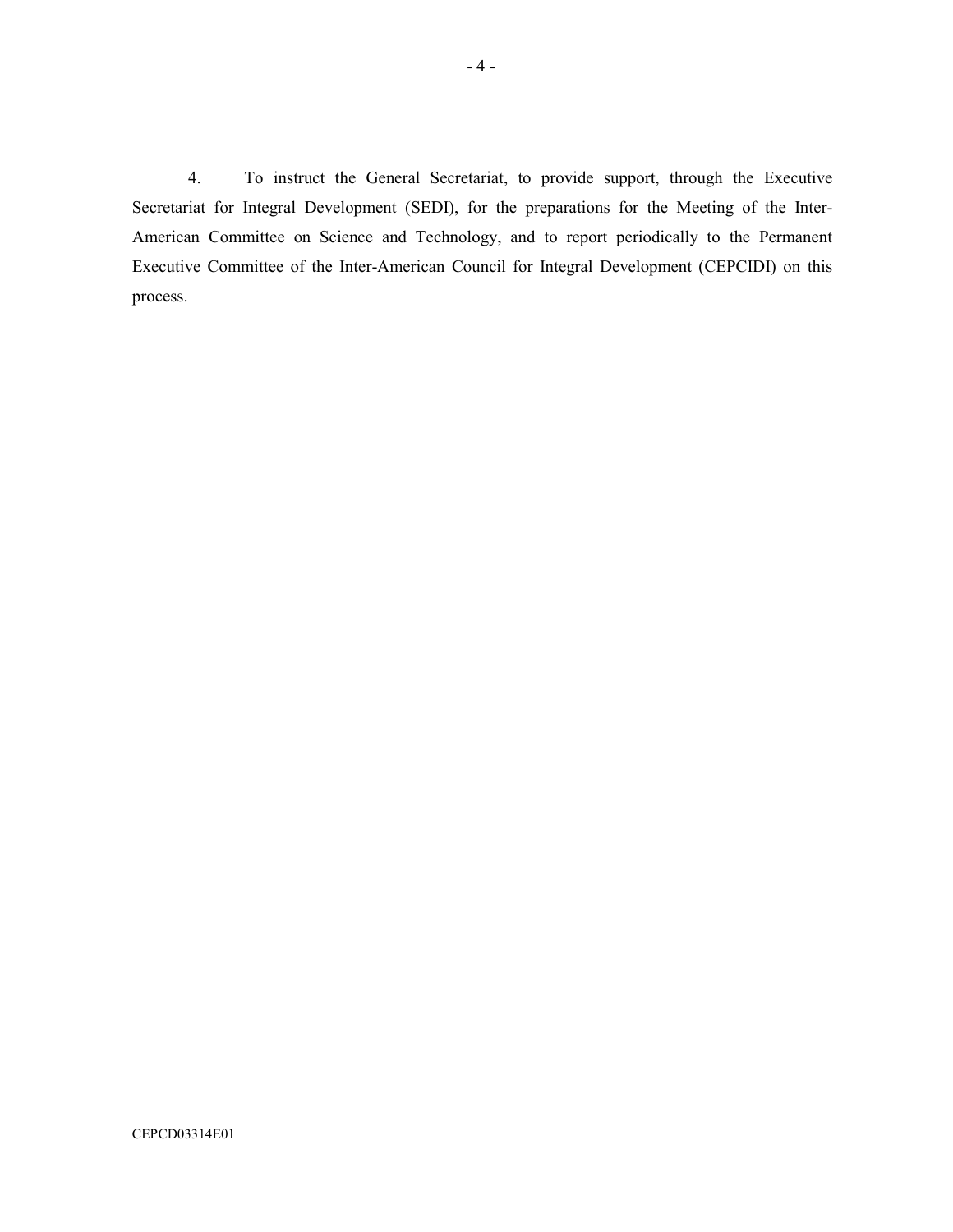4. To instruct the General Secretariat, to provide support, through the Executive Secretariat for Integral Development (SEDI), for the preparations for the Meeting of the Inter-American Committee on Science and Technology, and to report periodically to the Permanent Executive Committee of the Inter-American Council for Integral Development (CEPCIDI) on this process.

CEPCD03314E01